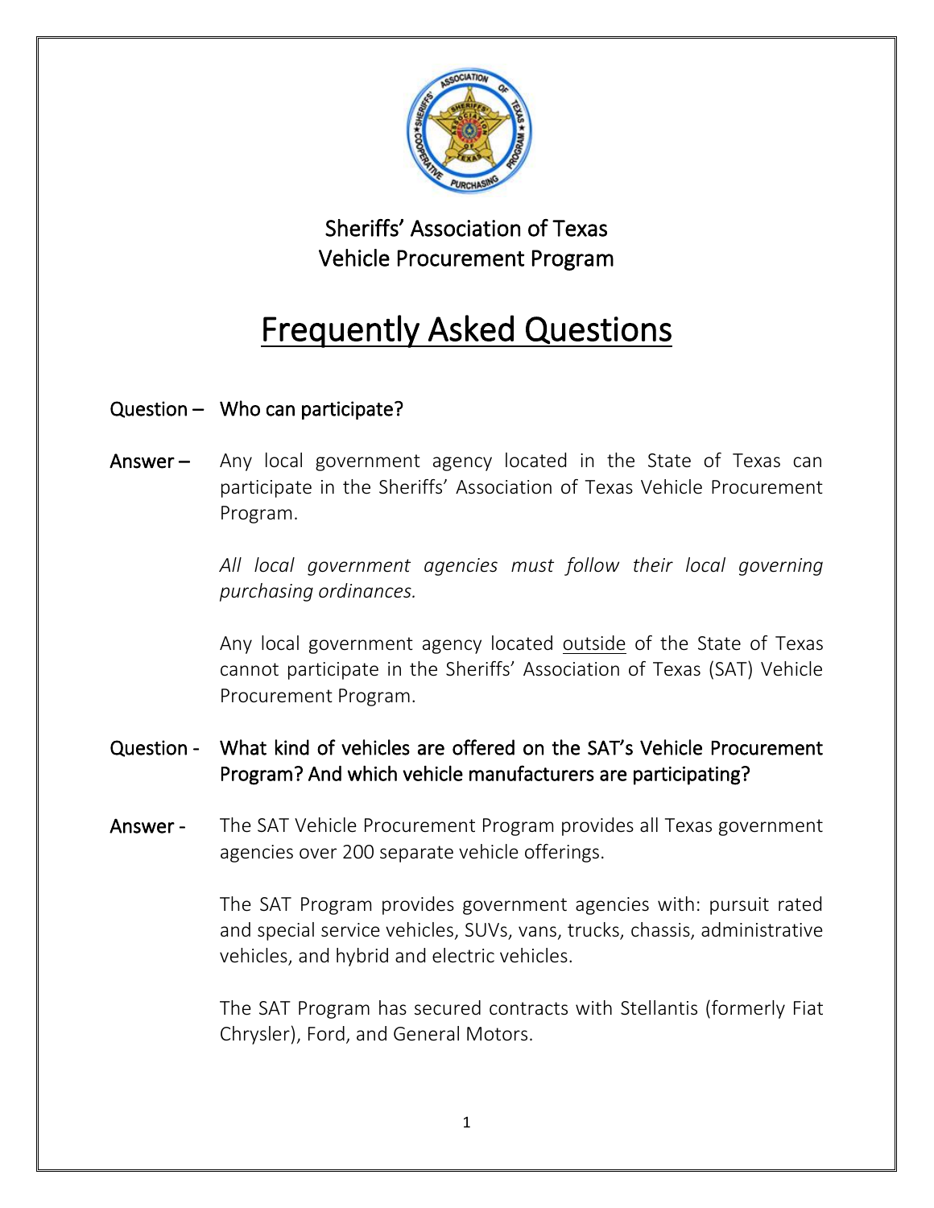Sheriffs' Association of Texas
Vehicle Procurement Program

# Frequently Asked Questions

**Question –** Who can participate?

**Answer –** Any local government agency located in the State of Texas can participate in the Sheriffs' Association of Texas Vehicle Procurement Program.

*All local government agencies must follow their local governing purchasing ordinances.*

Any local government agency located outside of the State of Texas cannot participate in the Sheriffs' Association of Texas (SAT) Vehicle Procurement Program.

**Question -** What kind of vehicles are offered on the SAT's Vehicle Procurement Program? And which vehicle manufacturers are participating?

**Answer -** The SAT Vehicle Procurement Program provides all Texas government agencies over 200 separate vehicle offerings.

The SAT Program provides government agencies with: pursuit rated and special service vehicles, SUVs, vans, trucks, chassis, administrative vehicles, and hybrid and electric vehicles.

The SAT Program has secured contracts with Stellantis (formerly Fiat Chrysler), Ford, and General Motors.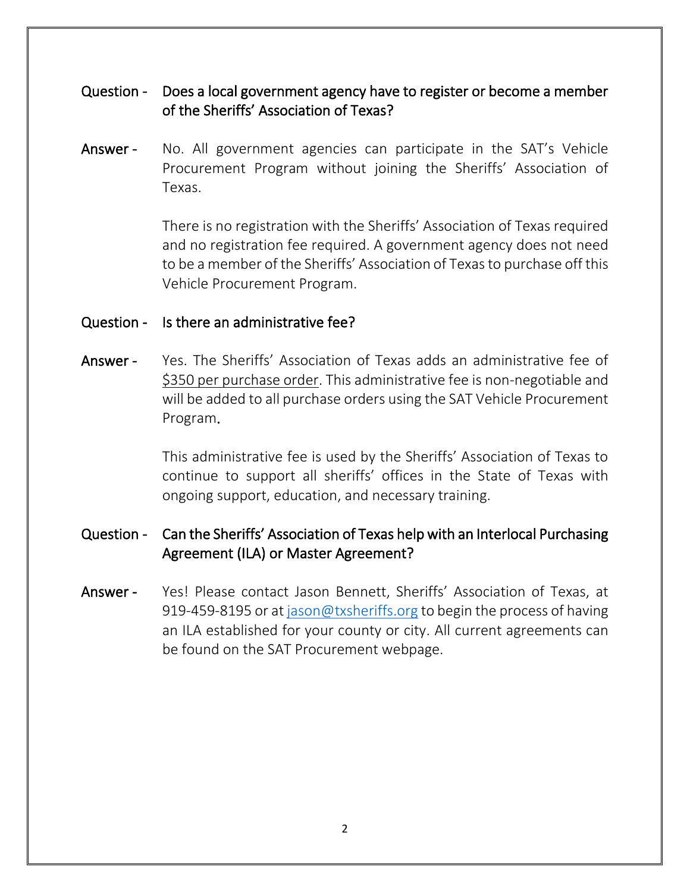**Question -** **Does a local government agency have to register or become a member of the Sheriffs' Association of Texas?**

**Answer -** No. All government agencies can participate in the SAT's Vehicle Procurement Program without joining the Sheriffs' Association of Texas.

There is no registration with the Sheriffs' Association of Texas required and no registration fee required. A government agency does not need to be a member of the Sheriffs' Association of Texas to purchase off this Vehicle Procurement Program.

**Question -** **Is there an administrative fee?**

**Answer -** Yes. The Sheriffs' Association of Texas adds an administrative fee of <u>$350 per purchase order</u>. This administrative fee is non-negotiable and will be added to all purchase orders using the SAT Vehicle Procurement Program.

This administrative fee is used by the Sheriffs' Association of Texas to continue to support all sheriffs' offices in the State of Texas with ongoing support, education, and necessary training.

**Question -** **Can the Sheriffs' Association of Texas help with an Interlocal Purchasing Agreement (ILA) or Master Agreement?**

**Answer -** Yes! Please contact Jason Bennett, Sheriffs' Association of Texas, at 919-459-8195 or at [jason@txsheriffs.org](mailto:jason@txsheriffs.org) to begin the process of having an ILA established for your county or city. All current agreements can be found on the SAT Procurement webpage.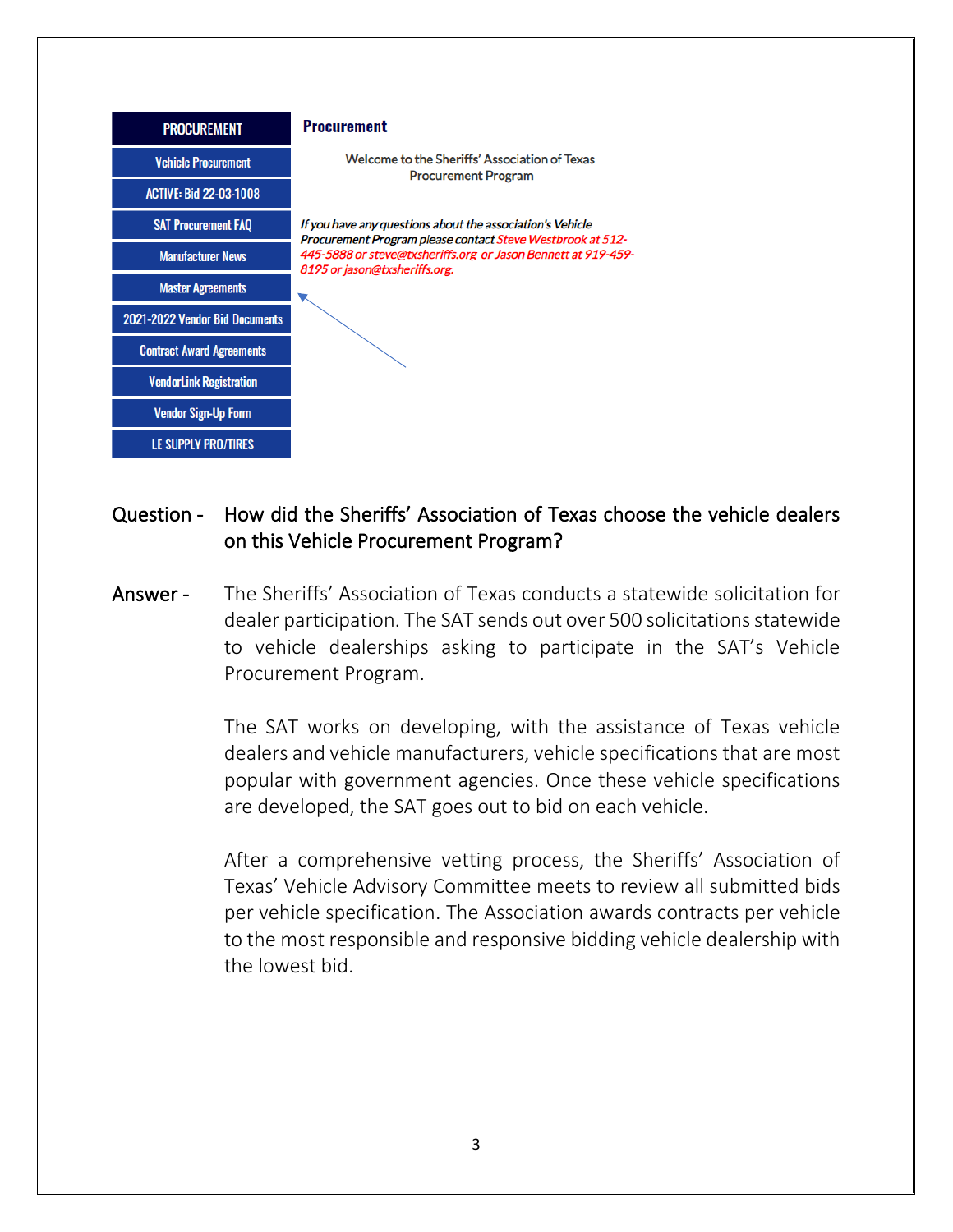**PROCUREMENT**

- Vehicle Procurement
- ACTIVE: Bid 22-03-1008
- SAT Procurement FAQ
- Manufacturer News
- Master Agreements
- 2021-2022 Vendor Bid Documents
- Contract Award Agreements
- VendorLink Registration
- Vendor Sign-Up Form
- LE SUPPLY PRO/TIRES

**Procurement**

Welcome to the Sheriffs' Association of Texas Procurement Program

*If you have any questions about the association's Vehicle Procurement Program please contact Steve Westbrook at 512-445-5888 or steve@txsheriffs.org or Jason Bennett at 919-459-8195 or jason@txsheriffs.org.*

**Question -** How did the Sheriffs' Association of Texas choose the vehicle dealers on this Vehicle Procurement Program?

**Answer -** The Sheriffs' Association of Texas conducts a statewide solicitation for dealer participation. The SAT sends out over 500 solicitations statewide to vehicle dealerships asking to participate in the SAT's Vehicle Procurement Program.

The SAT works on developing, with the assistance of Texas vehicle dealers and vehicle manufacturers, vehicle specifications that are most popular with government agencies. Once these vehicle specifications are developed, the SAT goes out to bid on each vehicle.

After a comprehensive vetting process, the Sheriffs' Association of Texas' Vehicle Advisory Committee meets to review all submitted bids per vehicle specification. The Association awards contracts per vehicle to the most responsible and responsive bidding vehicle dealership with the lowest bid.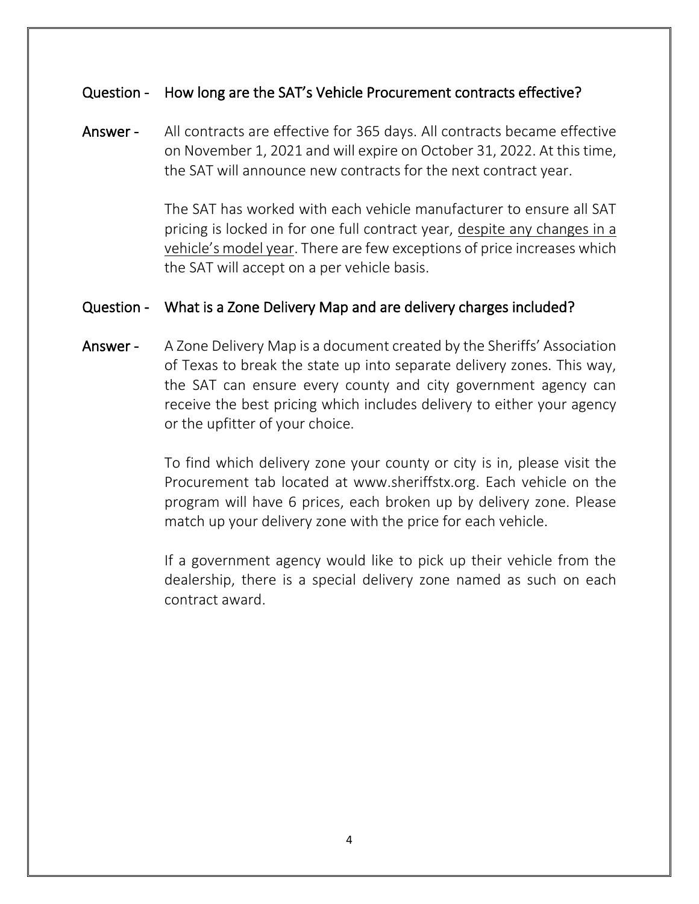**Question - How long are the SAT's Vehicle Procurement contracts effective?**

**Answer -** All contracts are effective for 365 days. All contracts became effective on November 1, 2021 and will expire on October 31, 2022. At this time, the SAT will announce new contracts for the next contract year.

The SAT has worked with each vehicle manufacturer to ensure all SAT pricing is locked in for one full contract year, <u>despite any changes in a vehicle's model year</u>. There are few exceptions of price increases which the SAT will accept on a per vehicle basis.

**Question - What is a Zone Delivery Map and are delivery charges included?**

**Answer -** A Zone Delivery Map is a document created by the Sheriffs' Association of Texas to break the state up into separate delivery zones. This way, the SAT can ensure every county and city government agency can receive the best pricing which includes delivery to either your agency or the upfitter of your choice.

To find which delivery zone your county or city is in, please visit the Procurement tab located at www.sheriffstx.org. Each vehicle on the program will have 6 prices, each broken up by delivery zone. Please match up your delivery zone with the price for each vehicle.

If a government agency would like to pick up their vehicle from the dealership, there is a special delivery zone named as such on each contract award.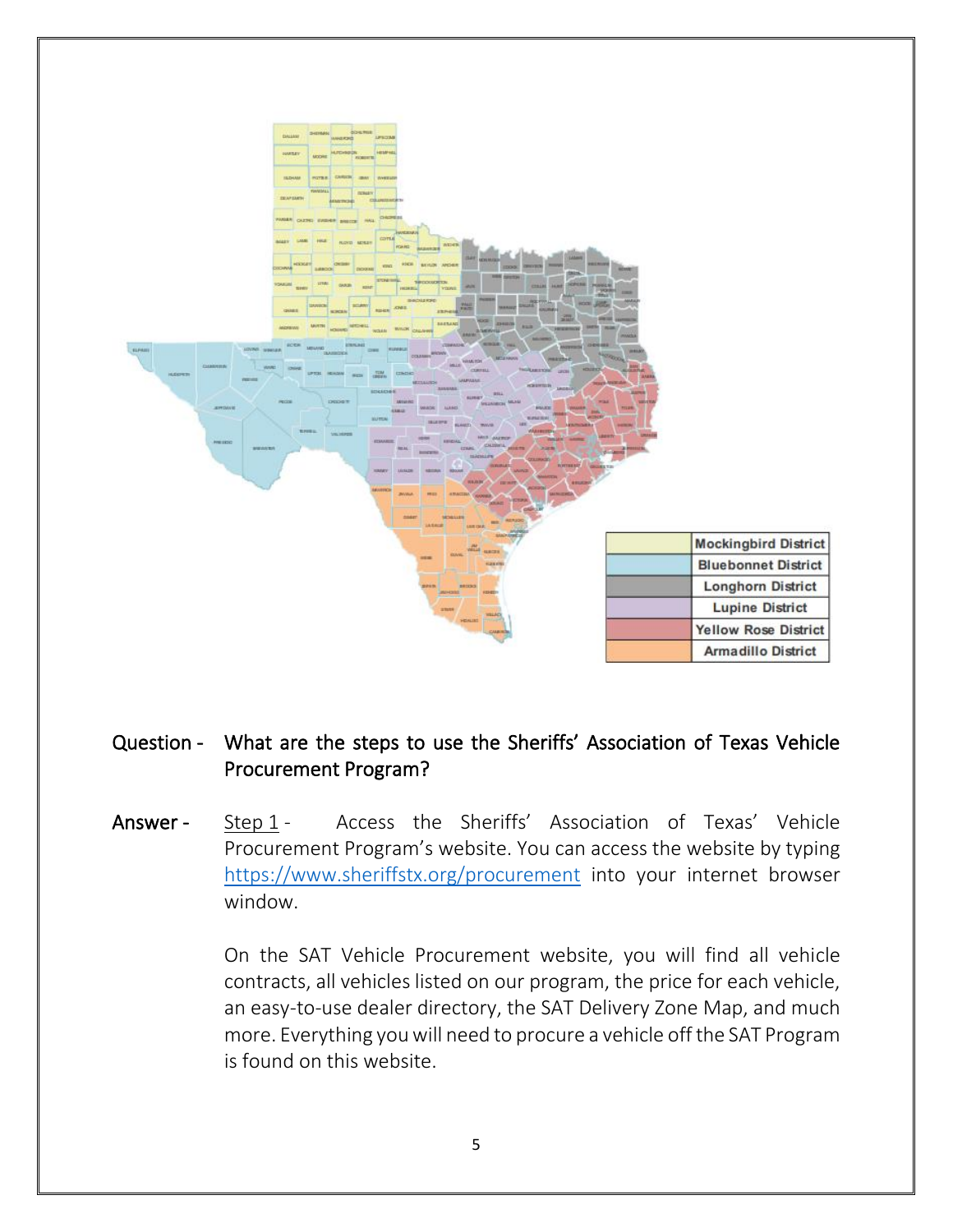| | |
|---|---|
| | Mockingbird District |
| | Bluebonnet District |
| | Longhorn District |
| | Lupine District |
| | Yellow Rose District |
| | Armadillo District |

**Question -** What are the steps to use the Sheriffs' Association of Texas Vehicle Procurement Program?

**Answer -** Step 1 - Access the Sheriffs' Association of Texas' Vehicle Procurement Program's website. You can access the website by typing https://www.sheriffstx.org/procurement into your internet browser window.

On the SAT Vehicle Procurement website, you will find all vehicle contracts, all vehicles listed on our program, the price for each vehicle, an easy-to-use dealer directory, the SAT Delivery Zone Map, and much more. Everything you will need to procure a vehicle off the SAT Program is found on this website.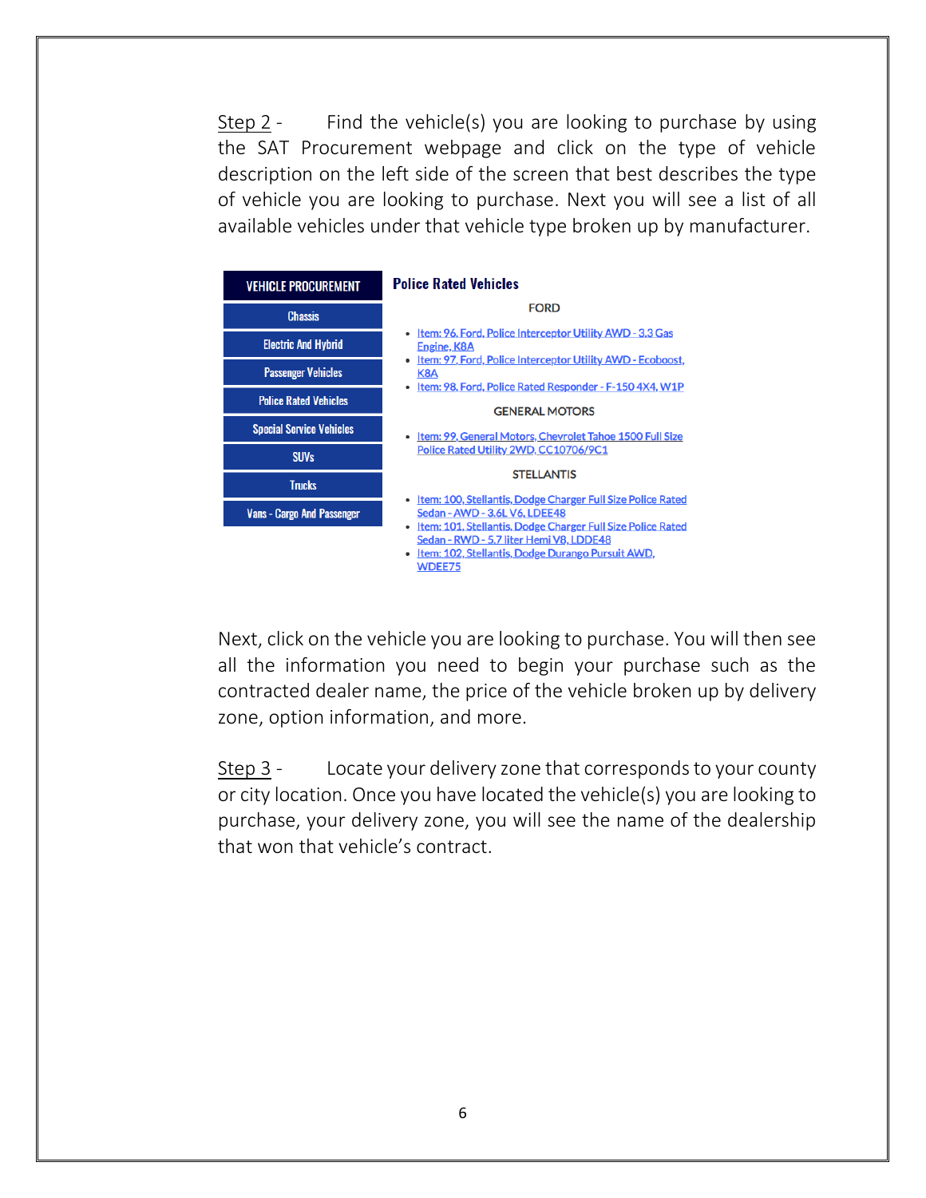Step 2 - Find the vehicle(s) you are looking to purchase by using the SAT Procurement webpage and click on the type of vehicle description on the left side of the screen that best describes the type of vehicle you are looking to purchase. Next you will see a list of all available vehicles under that vehicle type broken up by manufacturer.

**VEHICLE PROCUREMENT**

- Chassis
- Electric And Hybrid
- Passenger Vehicles
- Police Rated Vehicles
- Special Service Vehicles
- SUVs
- Trucks
- Vans - Cargo And Passenger

**Police Rated Vehicles**

FORD

- Item: 96, Ford, Police Interceptor Utility AWD - 3.3 Gas Engine, K8A
- Item: 97, Ford, Police Interceptor Utility AWD - Ecoboost, K8A
- Item: 98, Ford, Police Rated Responder - F-150 4X4, W1P

GENERAL MOTORS

- Item: 99, General Motors, Chevrolet Tahoe 1500 Full Size Police Rated Utility 2WD, CC10706/9C1

STELLANTIS

- Item: 100, Stellantis, Dodge Charger Full Size Police Rated Sedan - AWD - 3.6L V6, LDEE48
- Item: 101, Stellantis, Dodge Charger Full Size Police Rated Sedan - RWD - 5.7 liter Hemi V8, LDDE48
- Item: 102, Stellantis, Dodge Durango Pursuit AWD, WDEE75

Next, click on the vehicle you are looking to purchase. You will then see all the information you need to begin your purchase such as the contracted dealer name, the price of the vehicle broken up by delivery zone, option information, and more.

Step 3 - Locate your delivery zone that corresponds to your county or city location. Once you have located the vehicle(s) you are looking to purchase, your delivery zone, you will see the name of the dealership that won that vehicle's contract.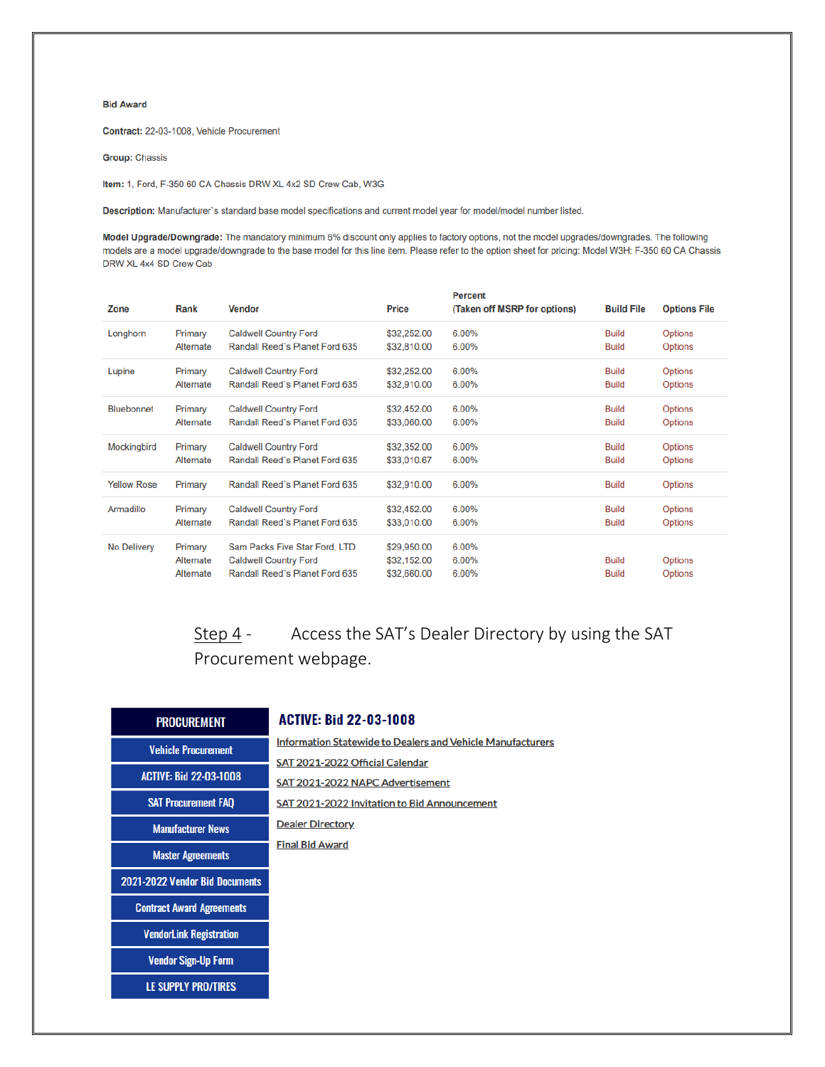**Bid Award**

**Contract:** 22-03-1008, Vehicle Procurement

**Group:** Chassis

**Item:** 1, Ford, F-350 60 CA Chassis DRW XL 4x2 SD Crew Cab, W3G

**Description:** Manufacturer`s standard base model specifications and current model year for model/model number listed.

**Model Upgrade/Downgrade:** The mandatory minimum 6% discount only applies to factory options, not the model upgrades/downgrades. The following models are a model upgrade/downgrade to the base model for this line item. Please refer to the option sheet for pricing: Model W3H: F-350 60 CA Chassis DRW XL 4x4 SD Crew Cab

| Zone | Rank | Vendor | Price | Percent (Taken off MSRP for options) | Build File | Options File |
|---|---|---|---|---|---|---|
| Longhorn | Primary | Caldwell Country Ford | $32,252.00 | 6.00% | Build | Options |
| | Alternate | Randall Reed`s Planet Ford 635 | $32,810.00 | 6.00% | Build | Options |
| Lupine | Primary | Caldwell Country Ford | $32,252.00 | 6.00% | Build | Options |
| | Alternate | Randall Reed`s Planet Ford 635 | $32,910.00 | 6.00% | Build | Options |
| Bluebonnet | Primary | Caldwell Country Ford | $32,452.00 | 6.00% | Build | Options |
| | Alternate | Randall Reed`s Planet Ford 635 | $33,060.00 | 6.00% | Build | Options |
| Mockingbird | Primary | Caldwell Country Ford | $32,352.00 | 6.00% | Build | Options |
| | Alternate | Randall Reed`s Planet Ford 635 | $33,010.67 | 6.00% | Build | Options |
| Yellow Rose | Primary | Randall Reed`s Planet Ford 635 | $32,910.00 | 6.00% | Build | Options |
| Armadillo | Primary | Caldwell Country Ford | $32,452.00 | 6.00% | Build | Options |
| | Alternate | Randall Reed`s Planet Ford 635 | $33,010.00 | 6.00% | Build | Options |
| No Delivery | Primary | Sam Packs Five Star Ford, LTD | $29,950.00 | 6.00% | | |
| | Alternate | Caldwell Country Ford | $32,152.00 | 6.00% | Build | Options |
| | Alternate | Randall Reed`s Planet Ford 635 | $32,660.00 | 6.00% | Build | Options |

Step 4 - Access the SAT's Dealer Directory by using the SAT Procurement webpage.

**PROCUREMENT**

- Vehicle Procurement
- ACTIVE: Bid 22-03-1008
- SAT Procurement FAQ
- Manufacturer News
- Master Agreements
- 2021-2022 Vendor Bid Documents
- Contract Award Agreements
- VendorLink Registration
- Vendor Sign-Up Form
- LE SUPPLY PRO/TIRES

## ACTIVE: Bid 22-03-1008

- Information Statewide to Dealers and Vehicle Manufacturers
- SAT 2021-2022 Official Calendar
- SAT 2021-2022 NAPC Advertisement
- SAT 2021-2022 Invitation to Bid Announcement
- Dealer Directory
- Final Bid Award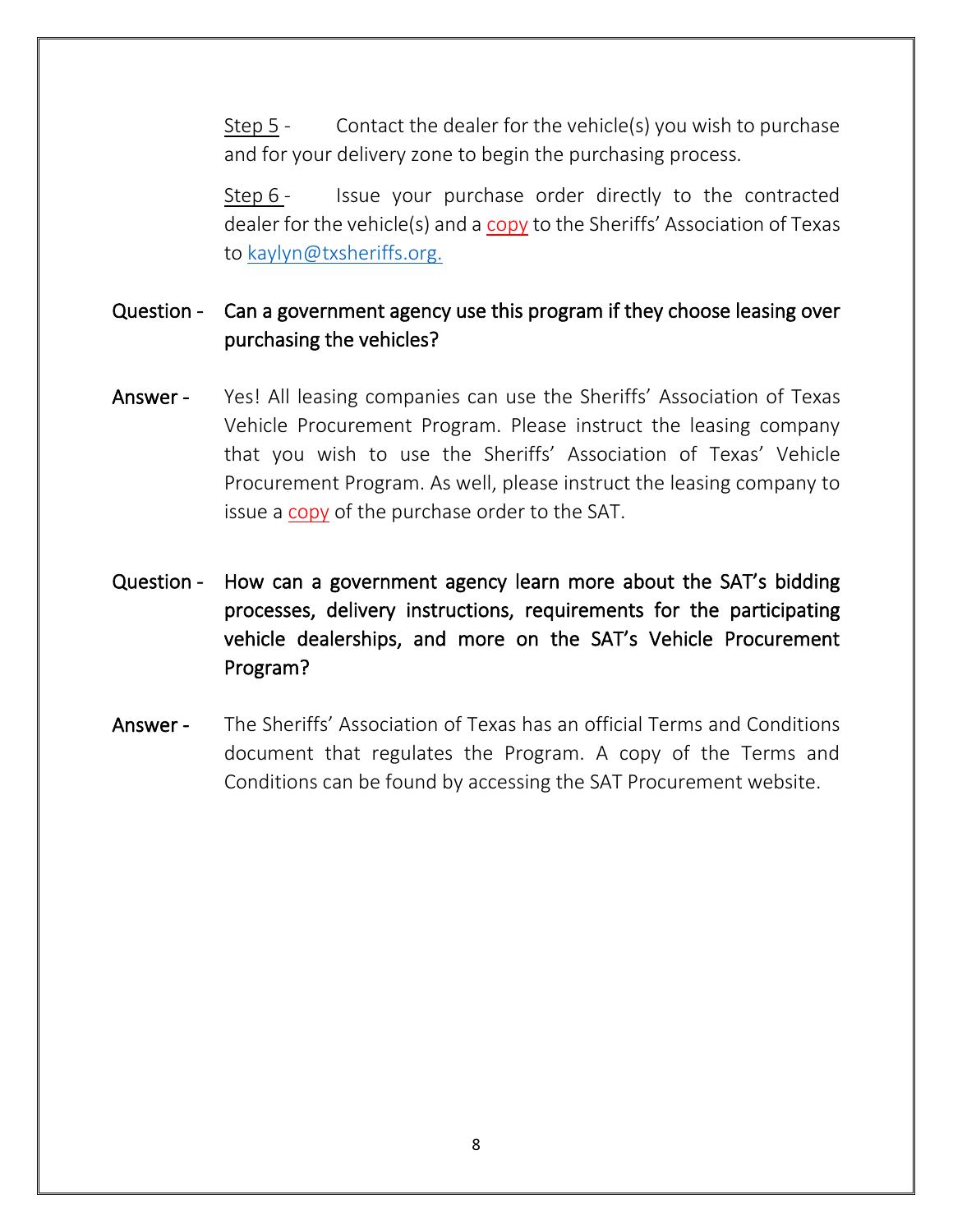Step 5 - Contact the dealer for the vehicle(s) you wish to purchase and for your delivery zone to begin the purchasing process.

Step 6 - Issue your purchase order directly to the contracted dealer for the vehicle(s) and a copy to the Sheriffs' Association of Texas to kaylyn@txsheriffs.org.

**Question -** Can a government agency use this program if they choose leasing over purchasing the vehicles?

**Answer -** Yes! All leasing companies can use the Sheriffs' Association of Texas Vehicle Procurement Program. Please instruct the leasing company that you wish to use the Sheriffs' Association of Texas' Vehicle Procurement Program. As well, please instruct the leasing company to issue a copy of the purchase order to the SAT.

**Question -** How can a government agency learn more about the SAT's bidding processes, delivery instructions, requirements for the participating vehicle dealerships, and more on the SAT's Vehicle Procurement Program?

**Answer -** The Sheriffs' Association of Texas has an official Terms and Conditions document that regulates the Program. A copy of the Terms and Conditions can be found by accessing the SAT Procurement website.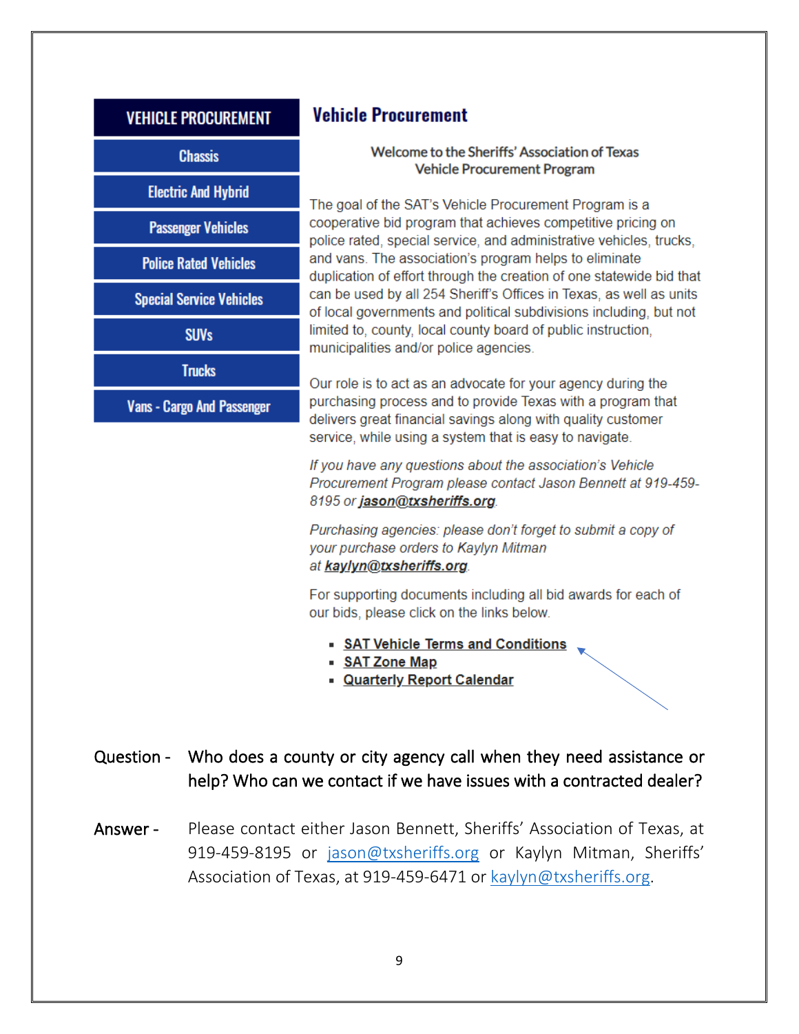VEHICLE PROCUREMENT

- Chassis
- Electric And Hybrid
- Passenger Vehicles
- Police Rated Vehicles
- Special Service Vehicles
- SUVs
- Trucks
- Vans - Cargo And Passenger

## Vehicle Procurement

Welcome to the Sheriffs' Association of Texas
Vehicle Procurement Program

The goal of the SAT's Vehicle Procurement Program is a cooperative bid program that achieves competitive pricing on police rated, special service, and administrative vehicles, trucks, and vans. The association's program helps to eliminate duplication of effort through the creation of one statewide bid that can be used by all 254 Sheriff's Offices in Texas, as well as units of local governments and political subdivisions including, but not limited to, county, local county board of public instruction, municipalities and/or police agencies.

Our role is to act as an advocate for your agency during the purchasing process and to provide Texas with a program that delivers great financial savings along with quality customer service, while using a system that is easy to navigate.

*If you have any questions about the association's Vehicle Procurement Program please contact Jason Bennett at 919-459-8195 or* ***jason@txsheriffs.org****.*

*Purchasing agencies: please don't forget to submit a copy of your purchase orders to Kaylyn Mitman at* ***kaylyn@txsheriffs.org****.*

For supporting documents including all bid awards for each of our bids, please click on the links below.

- **SAT Vehicle Terms and Conditions**
- **SAT Zone Map**
- **Quarterly Report Calendar**

Question - Who does a county or city agency call when they need assistance or help? Who can we contact if we have issues with a contracted dealer?

Answer - Please contact either Jason Bennett, Sheriffs' Association of Texas, at 919-459-8195 or jason@txsheriffs.org or Kaylyn Mitman, Sheriffs' Association of Texas, at 919-459-6471 or kaylyn@txsheriffs.org.